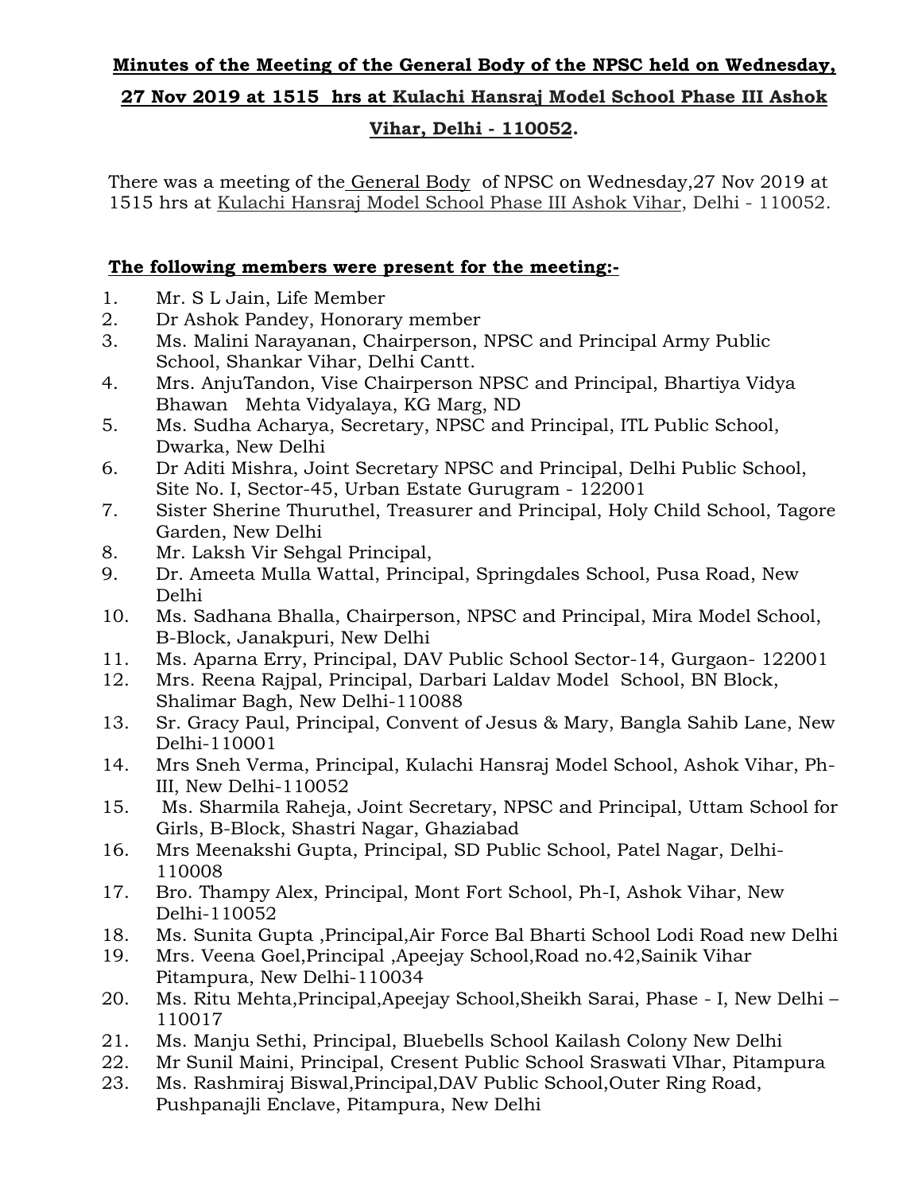**Minutes of the Meeting of the General Body of the NPSC held on Wednesday, 27 Nov 2019 at 1515 hrs at Kulachi Hansraj Model School Phase III Ashok Vihar, Delhi - 110052.**

There was a meeting of the General Body of NPSC on Wednesday,27 Nov 2019 at 1515 hrs at Kulachi Hansraj Model School Phase III Ashok Vihar, Delhi - 110052.

**The following members were present for the meeting:-**

1. Mr. S L Jain, Life Member
2. Dr Ashok Pandey, Honorary member
3. Ms. Malini Narayanan, Chairperson, NPSC and Principal Army Public School, Shankar Vihar, Delhi Cantt.
4. Mrs. AnjuTandon, Vise Chairperson NPSC and Principal, Bhartiya Vidya Bhawan Mehta Vidyalaya, KG Marg, ND
5. Ms. Sudha Acharya, Secretary, NPSC and Principal, ITL Public School, Dwarka, New Delhi
6. Dr Aditi Mishra, Joint Secretary NPSC and Principal, Delhi Public School, Site No. I, Sector-45, Urban Estate Gurugram - 122001
7. Sister Sherine Thuruthel, Treasurer and Principal, Holy Child School, Tagore Garden, New Delhi
8. Mr. Laksh Vir Sehgal Principal,
9. Dr. Ameeta Mulla Wattal, Principal, Springdales School, Pusa Road, New Delhi
10. Ms. Sadhana Bhalla, Chairperson, NPSC and Principal, Mira Model School, B-Block, Janakpuri, New Delhi
11. Ms. Aparna Erry, Principal, DAV Public School Sector-14, Gurgaon- 122001
12. Mrs. Reena Rajpal, Principal, Darbari Laldav Model School, BN Block, Shalimar Bagh, New Delhi-110088
13. Sr. Gracy Paul, Principal, Convent of Jesus & Mary, Bangla Sahib Lane, New Delhi-110001
14. Mrs Sneh Verma, Principal, Kulachi Hansraj Model School, Ashok Vihar, Ph-III, New Delhi-110052
15. Ms. Sharmila Raheja, Joint Secretary, NPSC and Principal, Uttam School for Girls, B-Block, Shastri Nagar, Ghaziabad
16. Mrs Meenakshi Gupta, Principal, SD Public School, Patel Nagar, Delhi-110008
17. Bro. Thampy Alex, Principal, Mont Fort School, Ph-I, Ashok Vihar, New Delhi-110052
18. Ms. Sunita Gupta ,Principal,Air Force Bal Bharti School Lodi Road new Delhi
19. Mrs. Veena Goel,Principal ,Apeejay School,Road no.42,Sainik Vihar Pitampura, New Delhi-110034
20. Ms. Ritu Mehta,Principal,Apeejay School,Sheikh Sarai, Phase - I, New Delhi – 110017
21. Ms. Manju Sethi, Principal, Bluebells School Kailash Colony New Delhi
22. Mr Sunil Maini, Principal, Cresent Public School Sraswati VIhar, Pitampura
23. Ms. Rashmiraj Biswal,Principal,DAV Public School,Outer Ring Road, Pushpanajli Enclave, Pitampura, New Delhi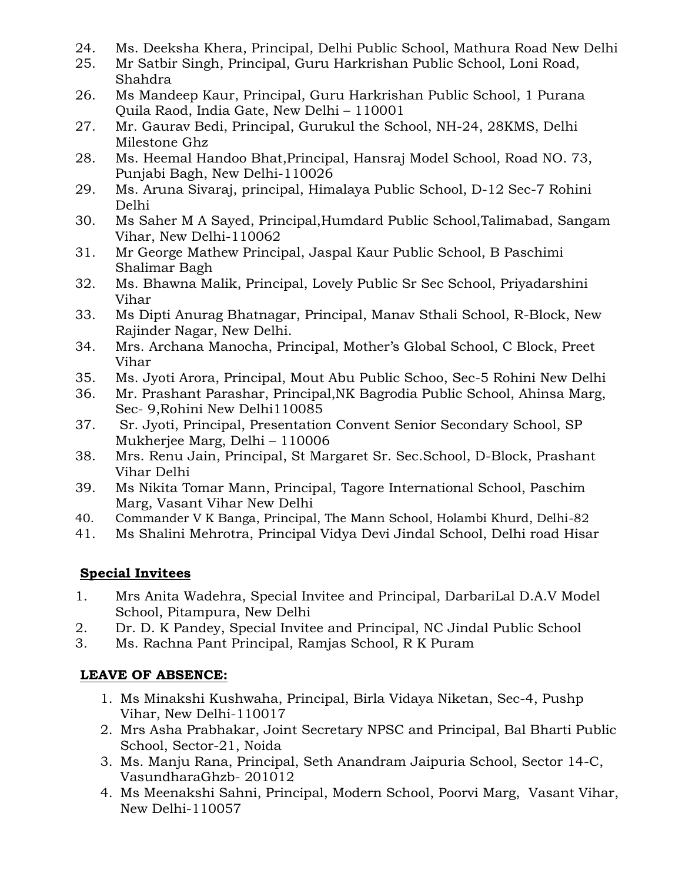24. Ms. Deeksha Khera, Principal, Delhi Public School, Mathura Road New Delhi
25. Mr Satbir Singh, Principal, Guru Harkrishan Public School, Loni Road, Shahdra
26. Ms Mandeep Kaur, Principal, Guru Harkrishan Public School, 1 Purana Quila Raod, India Gate, New Delhi – 110001
27. Mr. Gaurav Bedi, Principal, Gurukul the School, NH-24, 28KMS, Delhi Milestone Ghz
28. Ms. Heemal Handoo Bhat,Principal, Hansraj Model School, Road NO. 73, Punjabi Bagh, New Delhi-110026
29. Ms. Aruna Sivaraj, principal, Himalaya Public School, D-12 Sec-7 Rohini Delhi
30. Ms Saher M A Sayed, Principal,Humdard Public School,Talimabad, Sangam Vihar, New Delhi-110062
31. Mr George Mathew Principal, Jaspal Kaur Public School, B Paschimi Shalimar Bagh
32. Ms. Bhawna Malik, Principal, Lovely Public Sr Sec School, Priyadarshini Vihar
33. Ms Dipti Anurag Bhatnagar, Principal, Manav Sthali School, R-Block, New Rajinder Nagar, New Delhi.
34. Mrs. Archana Manocha, Principal, Mother's Global School, C Block, Preet Vihar
35. Ms. Jyoti Arora, Principal, Mout Abu Public Schoo, Sec-5 Rohini New Delhi
36. Mr. Prashant Parashar, Principal,NK Bagrodia Public School, Ahinsa Marg, Sec- 9,Rohini New Delhi110085
37. Sr. Jyoti, Principal, Presentation Convent Senior Secondary School, SP Mukherjee Marg, Delhi – 110006
38. Mrs. Renu Jain, Principal, St Margaret Sr. Sec.School, D-Block, Prashant Vihar Delhi
39. Ms Nikita Tomar Mann, Principal, Tagore International School, Paschim Marg, Vasant Vihar New Delhi
40. Commander V K Banga, Principal, The Mann School, Holambi Khurd, Delhi-82
41. Ms Shalini Mehrotra, Principal Vidya Devi Jindal School, Delhi road Hisar

**Special Invitees**

1. Mrs Anita Wadehra, Special Invitee and Principal, DarbariLal D.A.V Model School, Pitampura, New Delhi
2. Dr. D. K Pandey, Special Invitee and Principal, NC Jindal Public School
3. Ms. Rachna Pant Principal, Ramjas School, R K Puram

**LEAVE OF ABSENCE:**

1. Ms Minakshi Kushwaha, Principal, Birla Vidaya Niketan, Sec-4, Pushp Vihar, New Delhi-110017
2. Mrs Asha Prabhakar, Joint Secretary NPSC and Principal, Bal Bharti Public School, Sector-21, Noida
3. Ms. Manju Rana, Principal, Seth Anandram Jaipuria School, Sector 14-C, VasundharaGhzb- 201012
4. Ms Meenakshi Sahni, Principal, Modern School, Poorvi Marg, Vasant Vihar, New Delhi-110057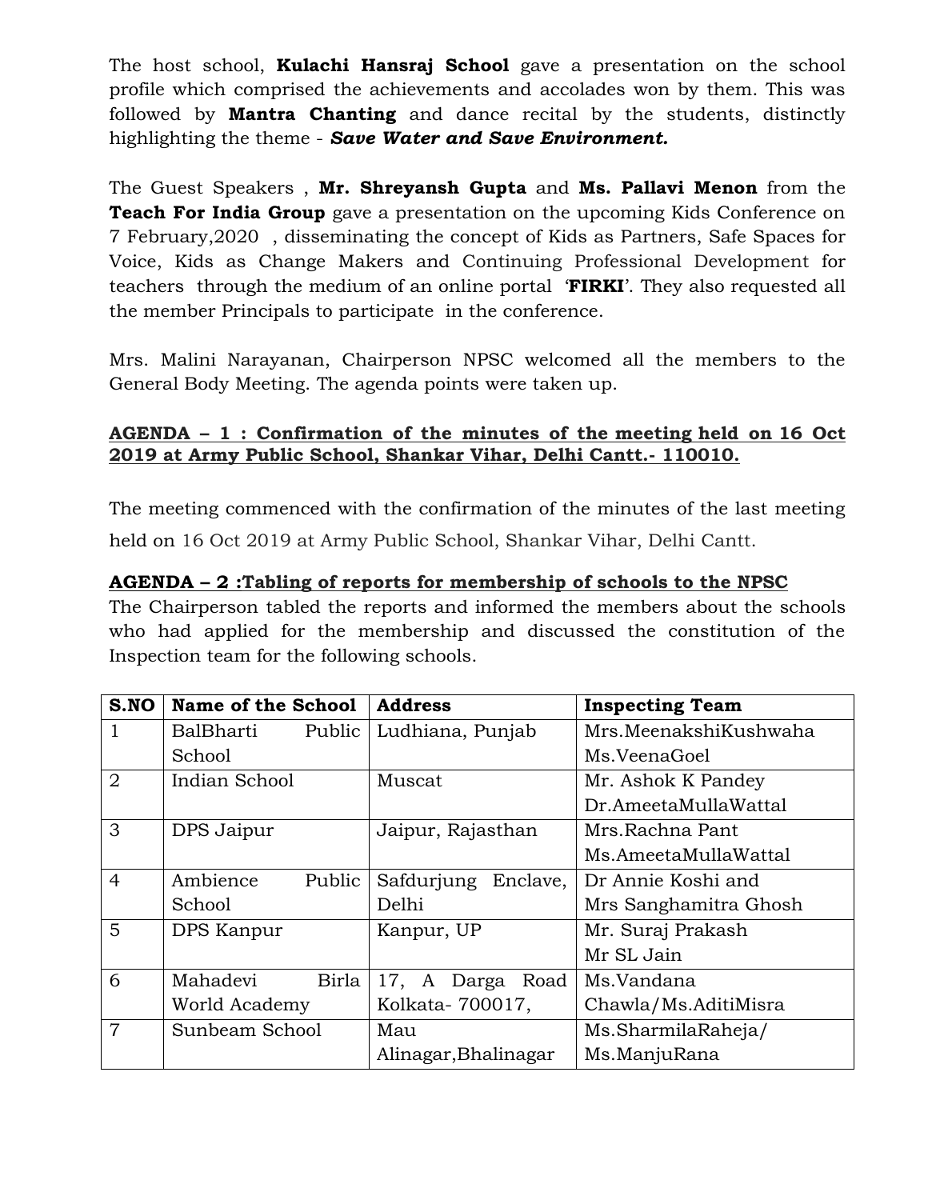The host school, **Kulachi Hansraj School** gave a presentation on the school profile which comprised the achievements and accolades won by them. This was followed by **Mantra Chanting** and dance recital by the students, distinctly highlighting the theme - ***Save Water and Save Environment.***

The Guest Speakers , **Mr. Shreyansh Gupta** and **Ms. Pallavi Menon** from the **Teach For India Group** gave a presentation on the upcoming Kids Conference on 7 February,2020 , disseminating the concept of Kids as Partners, Safe Spaces for Voice, Kids as Change Makers and Continuing Professional Development for teachers through the medium of an online portal '**FIRKI**'. They also requested all the member Principals to participate in the conference.

Mrs. Malini Narayanan, Chairperson NPSC welcomed all the members to the General Body Meeting. The agenda points were taken up.

**AGENDA – 1 : Confirmation of the minutes of the meeting held on 16 Oct 2019 at Army Public School, Shankar Vihar, Delhi Cantt.- 110010.**

The meeting commenced with the confirmation of the minutes of the last meeting held on 16 Oct 2019 at Army Public School, Shankar Vihar, Delhi Cantt.

**AGENDA – 2 :Tabling of reports for membership of schools to the NPSC**

The Chairperson tabled the reports and informed the members about the schools who had applied for the membership and discussed the constitution of the Inspection team for the following schools.

| S.NO | Name of the School | Address | Inspecting Team |
|---|---|---|---|
| 1 | BalBharti Public School | Ludhiana, Punjab | Mrs.MeenakshiKushwaha Ms.VeenaGoel |
| 2 | Indian School | Muscat | Mr. Ashok K Pandey Dr.AmeetaMullaWattal |
| 3 | DPS Jaipur | Jaipur, Rajasthan | Mrs.Rachna Pant Ms.AmeetaMullaWattal |
| 4 | Ambience Public School | Safdurjung Enclave, Delhi | Dr Annie Koshi and Mrs Sanghamitra Ghosh |
| 5 | DPS Kanpur | Kanpur, UP | Mr. Suraj Prakash Mr SL Jain |
| 6 | Mahadevi Birla World Academy | 17, A Darga Road Kolkata- 700017, | Ms.Vandana Chawla/Ms.AditiMisra |
| 7 | Sunbeam School | Mau Alinagar,Bhalinagar | Ms.SharmilaRaheja/ Ms.ManjuRana |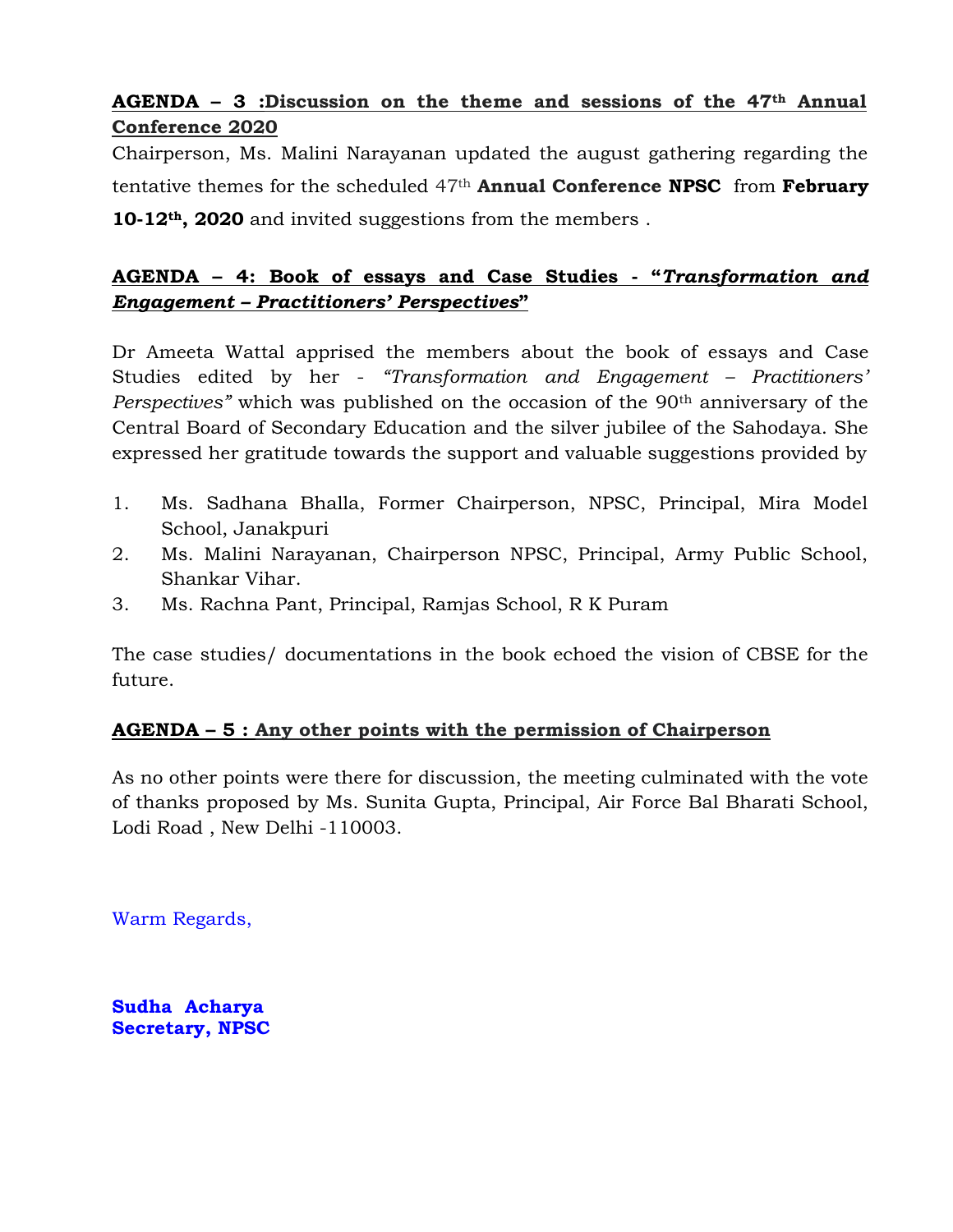**AGENDA – 3 :Discussion on the theme and sessions of the 47th Annual Conference 2020**

Chairperson, Ms. Malini Narayanan updated the august gathering regarding the tentative themes for the scheduled 47th **Annual Conference NPSC** from **February 10-12th, 2020** and invited suggestions from the members .

**AGENDA – 4: Book of essays and Case Studies - "*Transformation and Engagement – Practitioners' Perspectives*"**

Dr Ameeta Wattal apprised the members about the book of essays and Case Studies edited by her - *"Transformation and Engagement – Practitioners' Perspectives"* which was published on the occasion of the 90th anniversary of the Central Board of Secondary Education and the silver jubilee of the Sahodaya. She expressed her gratitude towards the support and valuable suggestions provided by

1. Ms. Sadhana Bhalla, Former Chairperson, NPSC, Principal, Mira Model School, Janakpuri
2. Ms. Malini Narayanan, Chairperson NPSC, Principal, Army Public School, Shankar Vihar.
3. Ms. Rachna Pant, Principal, Ramjas School, R K Puram

The case studies/ documentations in the book echoed the vision of CBSE for the future.

**AGENDA – 5 : Any other points with the permission of Chairperson**

As no other points were there for discussion, the meeting culminated with the vote of thanks proposed by Ms. Sunita Gupta, Principal, Air Force Bal Bharati School, Lodi Road , New Delhi -110003.

Warm Regards,

**Sudha Acharya**
**Secretary, NPSC**